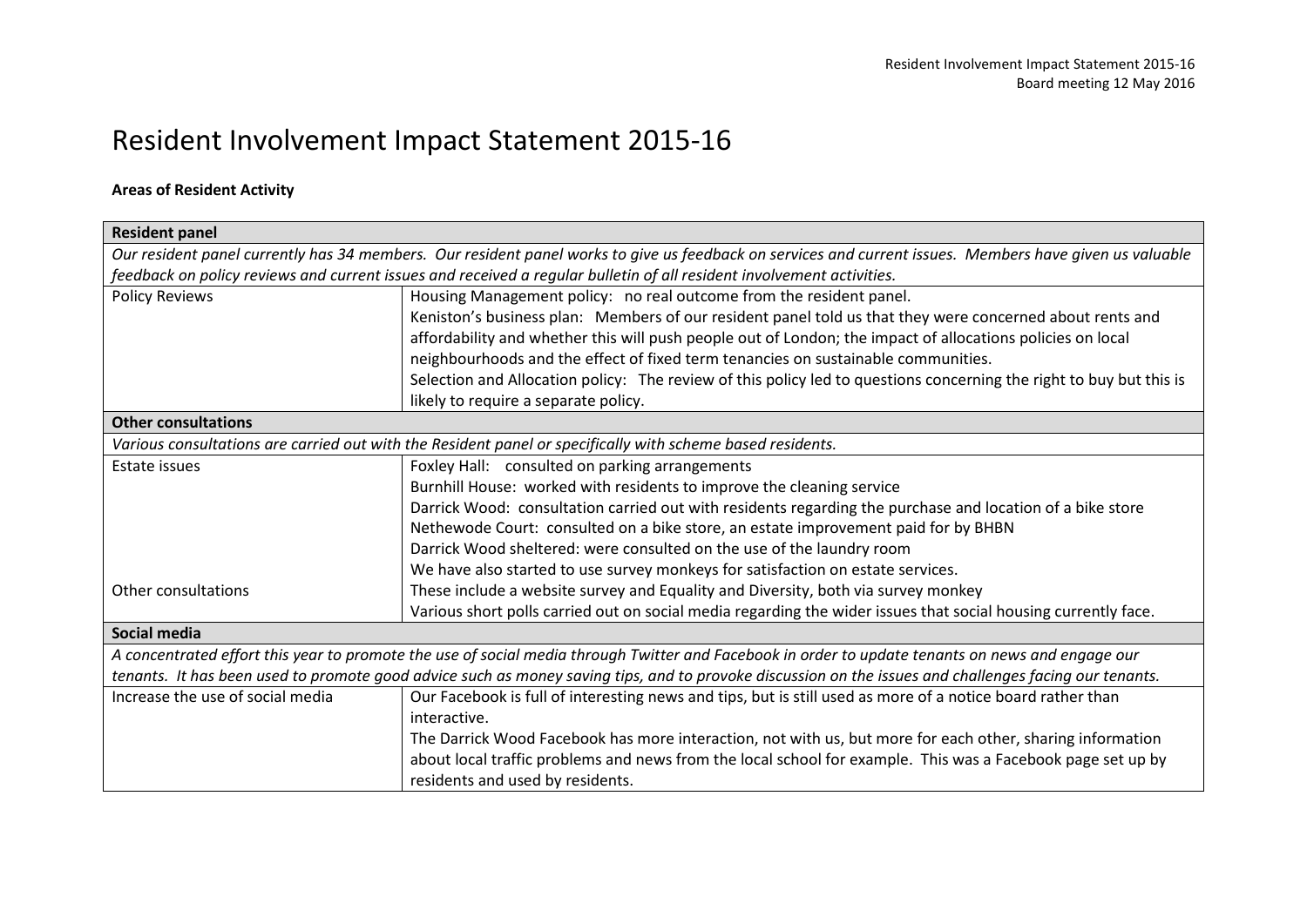# Resident Involvement Impact Statement 2015-16

**Areas of Resident Activity**

| **Resident panel** | |
|---|---|
| *Our resident panel currently has 34 members. Our resident panel works to give us feedback on services and current issues. Members have given us valuable feedback on policy reviews and current issues and received a regular bulletin of all resident involvement activities.* | |
| Policy Reviews | Housing Management policy: no real outcome from the resident panel.<br>Keniston's business plan: Members of our resident panel told us that they were concerned about rents and affordability and whether this will push people out of London; the impact of allocations policies on local neighbourhoods and the effect of fixed term tenancies on sustainable communities.<br>Selection and Allocation policy: The review of this policy led to questions concerning the right to buy but this is likely to require a separate policy. |
| **Other consultations** | |
| *Various consultations are carried out with the Resident panel or specifically with scheme based residents.* | |
| Estate issues | Foxley Hall: consulted on parking arrangements<br>Burnhill House: worked with residents to improve the cleaning service<br>Darrick Wood: consultation carried out with residents regarding the purchase and location of a bike store<br>Nethewode Court: consulted on a bike store, an estate improvement paid for by BHBN<br>Darrick Wood sheltered: were consulted on the use of the laundry room<br>We have also started to use survey monkeys for satisfaction on estate services. |
| Other consultations | These include a website survey and Equality and Diversity, both via survey monkey<br>Various short polls carried out on social media regarding the wider issues that social housing currently face. |
| **Social media** | |
| *A concentrated effort this year to promote the use of social media through Twitter and Facebook in order to update tenants on news and engage our tenants. It has been used to promote good advice such as money saving tips, and to provoke discussion on the issues and challenges facing our tenants.* | |
| Increase the use of social media | Our Facebook is full of interesting news and tips, but is still used as more of a notice board rather than interactive.<br>The Darrick Wood Facebook has more interaction, not with us, but more for each other, sharing information about local traffic problems and news from the local school for example. This was a Facebook page set up by residents and used by residents. |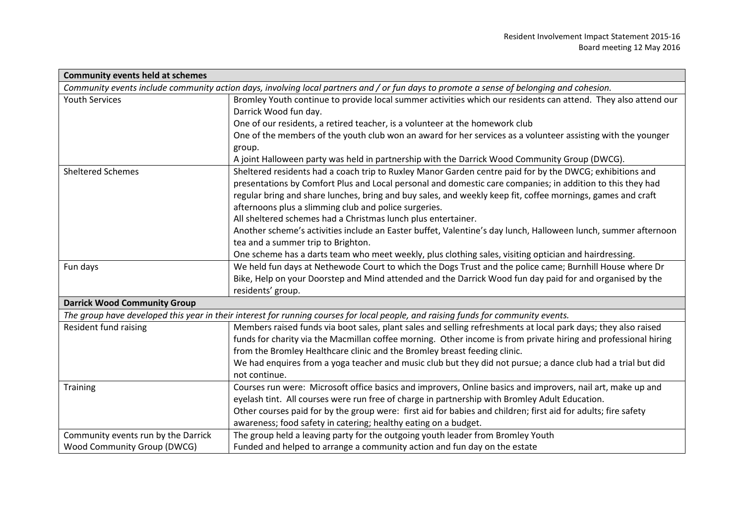| Community events held at schemes | |
|---|---|
| *Community events include community action days, involving local partners and / or fun days to promote a sense of belonging and cohesion.* | |
| Youth Services | Bromley Youth continue to provide local summer activities which our residents can attend. They also attend our Darrick Wood fun day.<br>One of our residents, a retired teacher, is a volunteer at the homework club<br>One of the members of the youth club won an award for her services as a volunteer assisting with the younger group.<br>A joint Halloween party was held in partnership with the Darrick Wood Community Group (DWCG). |
| Sheltered Schemes | Sheltered residents had a coach trip to Ruxley Manor Garden centre paid for by the DWCG; exhibitions and presentations by Comfort Plus and Local personal and domestic care companies; in addition to this they had regular bring and share lunches, bring and buy sales, and weekly keep fit, coffee mornings, games and craft afternoons plus a slimming club and police surgeries.<br>All sheltered schemes had a Christmas lunch plus entertainer.<br>Another scheme's activities include an Easter buffet, Valentine's day lunch, Halloween lunch, summer afternoon tea and a summer trip to Brighton.<br>One scheme has a darts team who meet weekly, plus clothing sales, visiting optician and hairdressing. |
| Fun days | We held fun days at Nethewode Court to which the Dogs Trust and the police came; Burnhill House where Dr Bike, Help on your Doorstep and Mind attended and the Darrick Wood fun day paid for and organised by the residents' group. |
| **Darrick Wood Community Group** | |
| *The group have developed this year in their interest for running courses for local people, and raising funds for community events.* | |
| Resident fund raising | Members raised funds via boot sales, plant sales and selling refreshments at local park days; they also raised funds for charity via the Macmillan coffee morning. Other income is from private hiring and professional hiring from the Bromley Healthcare clinic and the Bromley breast feeding clinic.<br>We had enquires from a yoga teacher and music club but they did not pursue; a dance club had a trial but did not continue. |
| Training | Courses run were: Microsoft office basics and improvers, Online basics and improvers, nail art, make up and eyelash tint. All courses were run free of charge in partnership with Bromley Adult Education.<br>Other courses paid for by the group were: first aid for babies and children; first aid for adults; fire safety awareness; food safety in catering; healthy eating on a budget. |
| Community events run by the Darrick Wood Community Group (DWCG) | The group held a leaving party for the outgoing youth leader from Bromley Youth<br>Funded and helped to arrange a community action and fun day on the estate |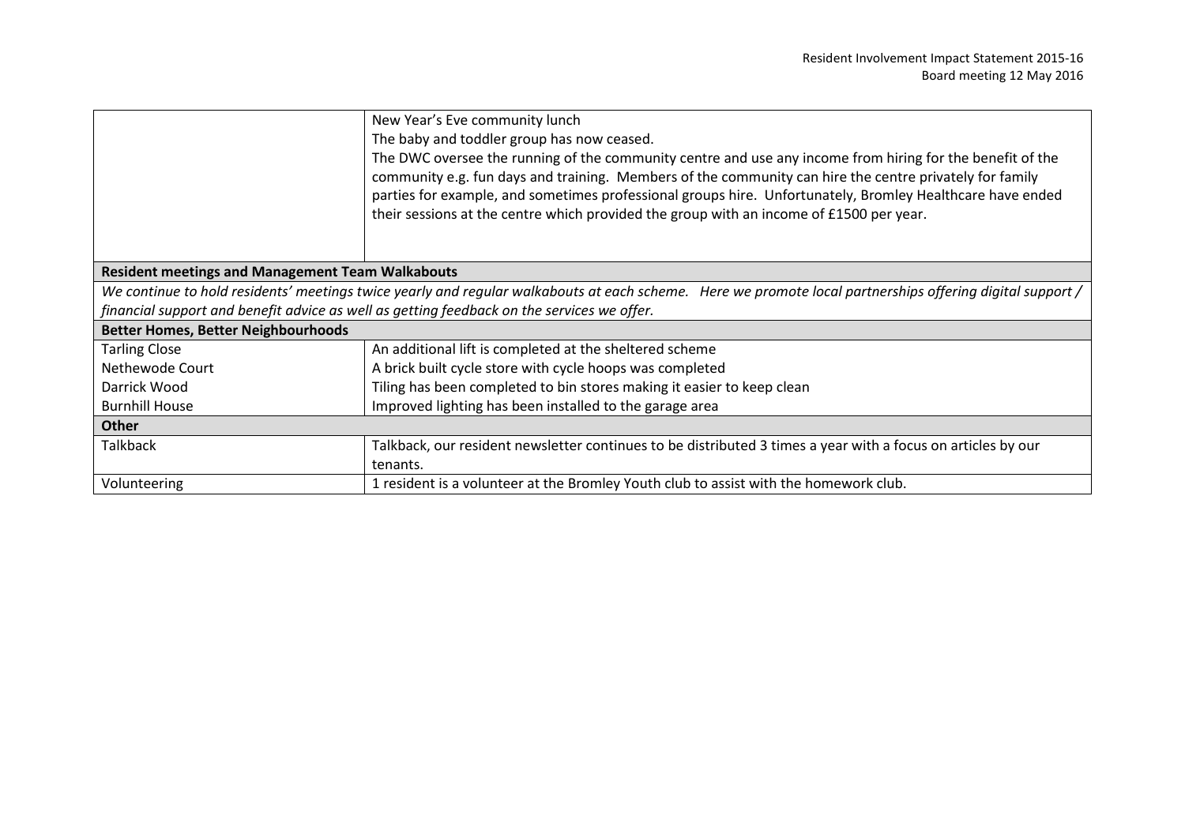| | |
|---|---|
| | New Year's Eve community lunch<br>The baby and toddler group has now ceased.<br>The DWC oversee the running of the community centre and use any income from hiring for the benefit of the community e.g. fun days and training. Members of the community can hire the centre privately for family parties for example, and sometimes professional groups hire. Unfortunately, Bromley Healthcare have ended their sessions at the centre which provided the group with an income of £1500 per year. |
| **Resident meetings and Management Team Walkabouts** | |
| *We continue to hold residents' meetings twice yearly and regular walkabouts at each scheme. Here we promote local partnerships offering digital support / financial support and benefit advice as well as getting feedback on the services we offer.* | |
| **Better Homes, Better Neighbourhoods** | |
| Tarling Close | An additional lift is completed at the sheltered scheme |
| Nethewode Court | A brick built cycle store with cycle hoops was completed |
| Darrick Wood | Tiling has been completed to bin stores making it easier to keep clean |
| Burnhill House | Improved lighting has been installed to the garage area |
| **Other** | |
| Talkback | Talkback, our resident newsletter continues to be distributed 3 times a year with a focus on articles by our tenants. |
| Volunteering | 1 resident is a volunteer at the Bromley Youth club to assist with the homework club. |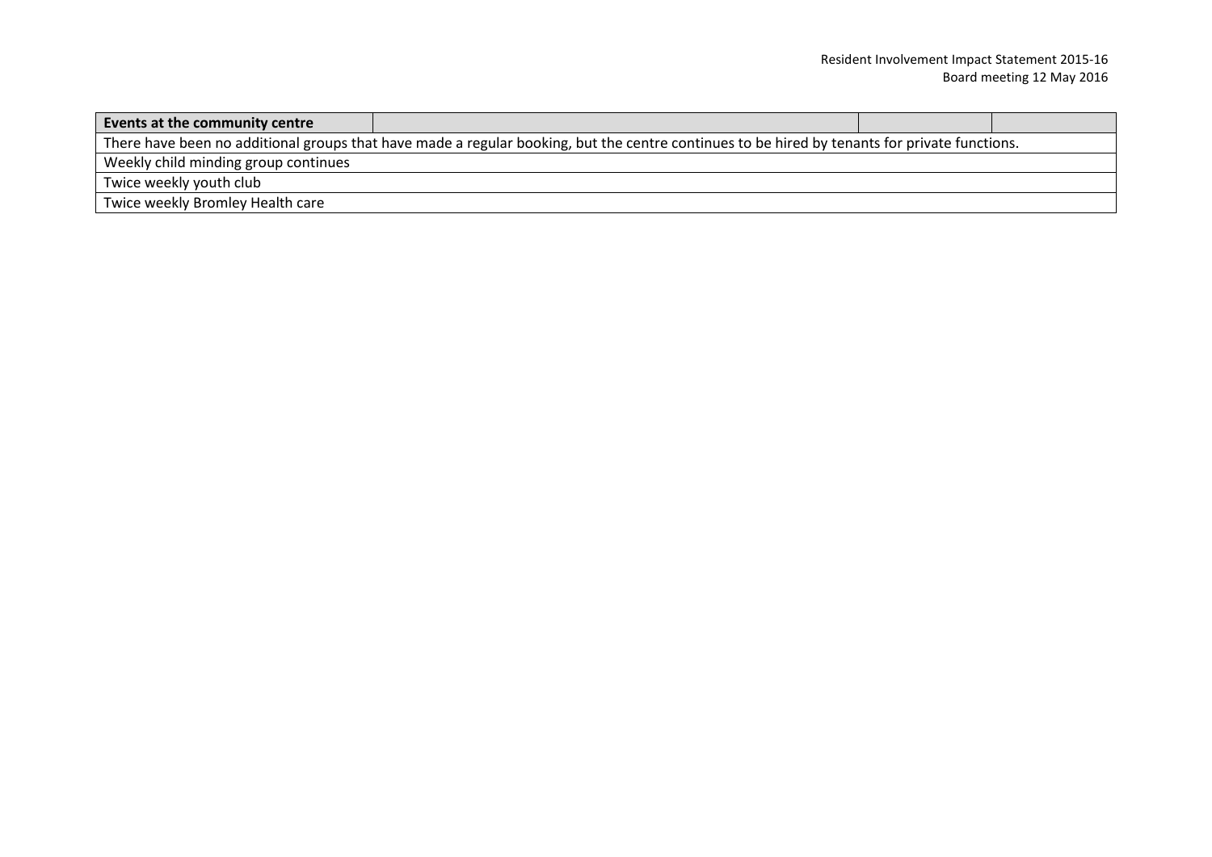| Events at the community centre | | | |
|---|---|---|---|
| There have been no additional groups that have made a regular booking, but the centre continues to be hired by tenants for private functions. | | | |
| Weekly child minding group continues | | | |
| Twice weekly youth club | | | |
| Twice weekly Bromley Health care | | | |